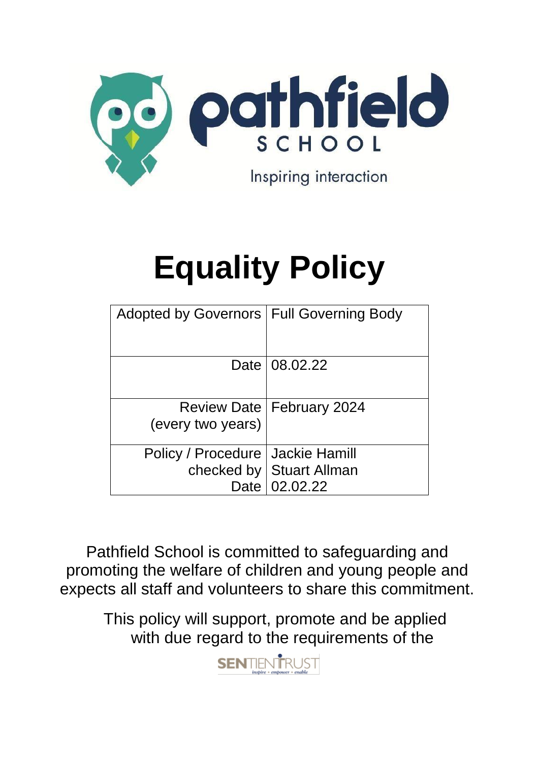pathfield SCHOOL

Inspiring interaction

# Equality Policy

| | |
|---|---|
| Adopted by Governors | Full Governing Body |
| Date | 08.02.22 |
| Review Date (every two years) | February 2024 |
| Policy / Procedure checked by Date | Jackie Hamill Stuart Allman 02.02.22 |

Pathfield School is committed to safeguarding and promoting the welfare of children and young people and expects all staff and volunteers to share this commitment.

This policy will support, promote and be applied with due regard to the requirements of the

SENTIENTRUST
inspire • empower • enable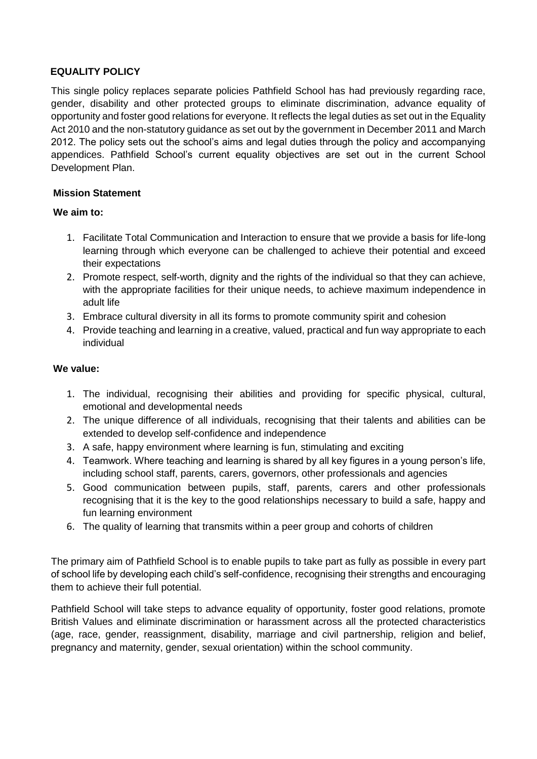## EQUALITY POLICY

This single policy replaces separate policies Pathfield School has had previously regarding race, gender, disability and other protected groups to eliminate discrimination, advance equality of opportunity and foster good relations for everyone. It reflects the legal duties as set out in the Equality Act 2010 and the non-statutory guidance as set out by the government in December 2011 and March 2012. The policy sets out the school's aims and legal duties through the policy and accompanying appendices. Pathfield School's current equality objectives are set out in the current School Development Plan.

### Mission Statement

**We aim to:**

1. Facilitate Total Communication and Interaction to ensure that we provide a basis for life-long learning through which everyone can be challenged to achieve their potential and exceed their expectations
2. Promote respect, self-worth, dignity and the rights of the individual so that they can achieve, with the appropriate facilities for their unique needs, to achieve maximum independence in adult life
3. Embrace cultural diversity in all its forms to promote community spirit and cohesion
4. Provide teaching and learning in a creative, valued, practical and fun way appropriate to each individual

**We value:**

1. The individual, recognising their abilities and providing for specific physical, cultural, emotional and developmental needs
2. The unique difference of all individuals, recognising that their talents and abilities can be extended to develop self-confidence and independence
3. A safe, happy environment where learning is fun, stimulating and exciting
4. Teamwork. Where teaching and learning is shared by all key figures in a young person's life, including school staff, parents, carers, governors, other professionals and agencies
5. Good communication between pupils, staff, parents, carers and other professionals recognising that it is the key to the good relationships necessary to build a safe, happy and fun learning environment
6. The quality of learning that transmits within a peer group and cohorts of children

The primary aim of Pathfield School is to enable pupils to take part as fully as possible in every part of school life by developing each child's self-confidence, recognising their strengths and encouraging them to achieve their full potential.

Pathfield School will take steps to advance equality of opportunity, foster good relations, promote British Values and eliminate discrimination or harassment across all the protected characteristics (age, race, gender, reassignment, disability, marriage and civil partnership, religion and belief, pregnancy and maternity, gender, sexual orientation) within the school community.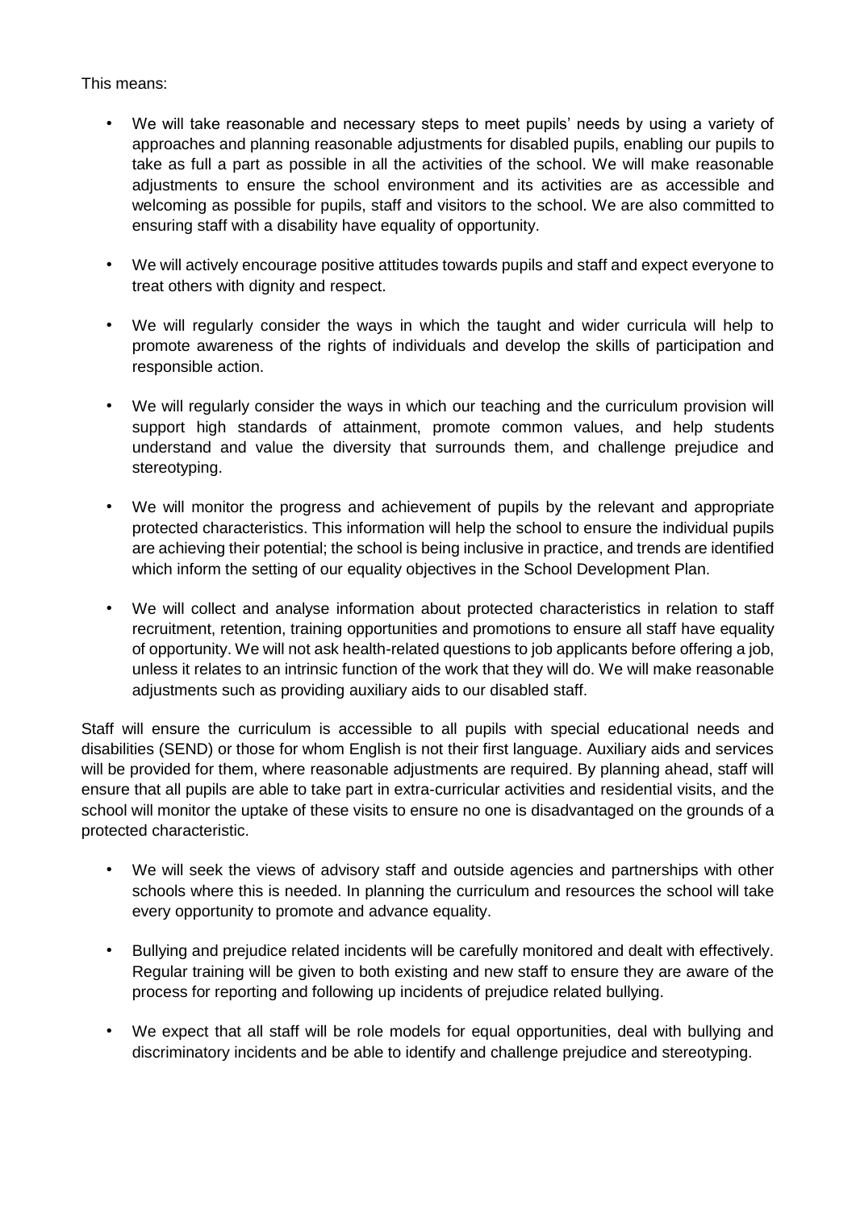This means:

- We will take reasonable and necessary steps to meet pupils' needs by using a variety of approaches and planning reasonable adjustments for disabled pupils, enabling our pupils to take as full a part as possible in all the activities of the school. We will make reasonable adjustments to ensure the school environment and its activities are as accessible and welcoming as possible for pupils, staff and visitors to the school. We are also committed to ensuring staff with a disability have equality of opportunity.

- We will actively encourage positive attitudes towards pupils and staff and expect everyone to treat others with dignity and respect.

- We will regularly consider the ways in which the taught and wider curricula will help to promote awareness of the rights of individuals and develop the skills of participation and responsible action.

- We will regularly consider the ways in which our teaching and the curriculum provision will support high standards of attainment, promote common values, and help students understand and value the diversity that surrounds them, and challenge prejudice and stereotyping.

- We will monitor the progress and achievement of pupils by the relevant and appropriate protected characteristics. This information will help the school to ensure the individual pupils are achieving their potential; the school is being inclusive in practice, and trends are identified which inform the setting of our equality objectives in the School Development Plan.

- We will collect and analyse information about protected characteristics in relation to staff recruitment, retention, training opportunities and promotions to ensure all staff have equality of opportunity. We will not ask health-related questions to job applicants before offering a job, unless it relates to an intrinsic function of the work that they will do. We will make reasonable adjustments such as providing auxiliary aids to our disabled staff.

Staff will ensure the curriculum is accessible to all pupils with special educational needs and disabilities (SEND) or those for whom English is not their first language. Auxiliary aids and services will be provided for them, where reasonable adjustments are required. By planning ahead, staff will ensure that all pupils are able to take part in extra-curricular activities and residential visits, and the school will monitor the uptake of these visits to ensure no one is disadvantaged on the grounds of a protected characteristic.

- We will seek the views of advisory staff and outside agencies and partnerships with other schools where this is needed. In planning the curriculum and resources the school will take every opportunity to promote and advance equality.

- Bullying and prejudice related incidents will be carefully monitored and dealt with effectively. Regular training will be given to both existing and new staff to ensure they are aware of the process for reporting and following up incidents of prejudice related bullying.

- We expect that all staff will be role models for equal opportunities, deal with bullying and discriminatory incidents and be able to identify and challenge prejudice and stereotyping.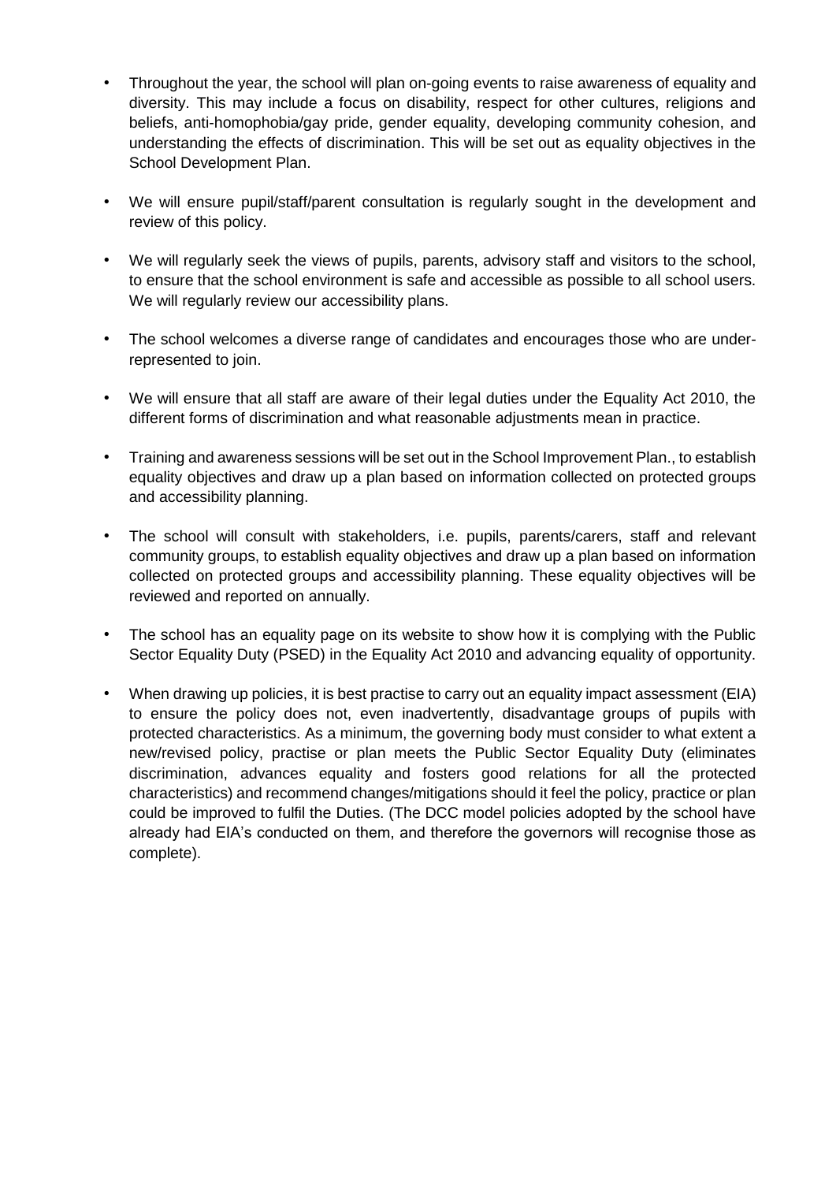- Throughout the year, the school will plan on-going events to raise awareness of equality and diversity. This may include a focus on disability, respect for other cultures, religions and beliefs, anti-homophobia/gay pride, gender equality, developing community cohesion, and understanding the effects of discrimination. This will be set out as equality objectives in the School Development Plan.

- We will ensure pupil/staff/parent consultation is regularly sought in the development and review of this policy.

- We will regularly seek the views of pupils, parents, advisory staff and visitors to the school, to ensure that the school environment is safe and accessible as possible to all school users. We will regularly review our accessibility plans.

- The school welcomes a diverse range of candidates and encourages those who are under-represented to join.

- We will ensure that all staff are aware of their legal duties under the Equality Act 2010, the different forms of discrimination and what reasonable adjustments mean in practice.

- Training and awareness sessions will be set out in the School Improvement Plan., to establish equality objectives and draw up a plan based on information collected on protected groups and accessibility planning.

- The school will consult with stakeholders, i.e. pupils, parents/carers, staff and relevant community groups, to establish equality objectives and draw up a plan based on information collected on protected groups and accessibility planning. These equality objectives will be reviewed and reported on annually.

- The school has an equality page on its website to show how it is complying with the Public Sector Equality Duty (PSED) in the Equality Act 2010 and advancing equality of opportunity.

- When drawing up policies, it is best practise to carry out an equality impact assessment (EIA) to ensure the policy does not, even inadvertently, disadvantage groups of pupils with protected characteristics. As a minimum, the governing body must consider to what extent a new/revised policy, practise or plan meets the Public Sector Equality Duty (eliminates discrimination, advances equality and fosters good relations for all the protected characteristics) and recommend changes/mitigations should it feel the policy, practice or plan could be improved to fulfil the Duties. (The DCC model policies adopted by the school have already had EIA's conducted on them, and therefore the governors will recognise those as complete).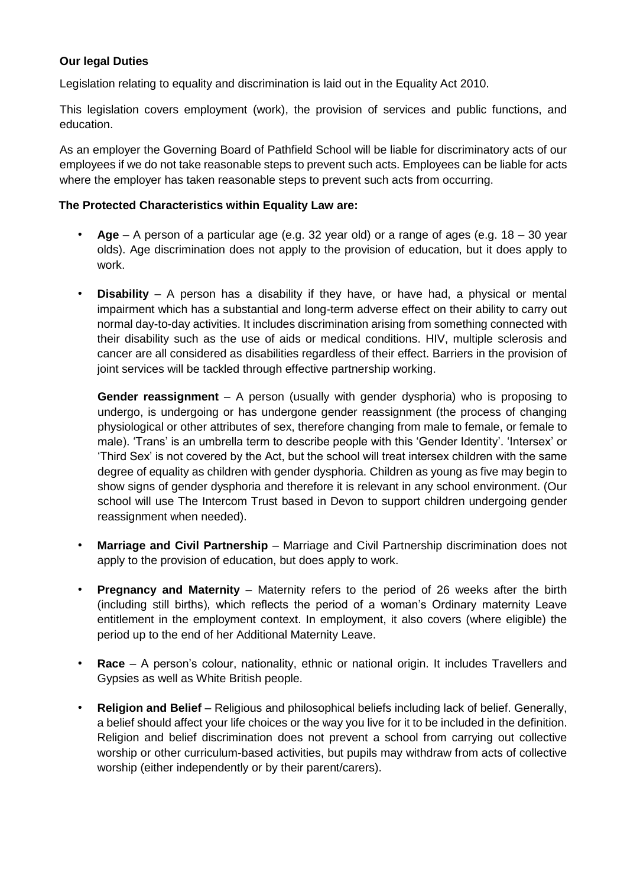**Our legal Duties**

Legislation relating to equality and discrimination is laid out in the Equality Act 2010.

This legislation covers employment (work), the provision of services and public functions, and education.

As an employer the Governing Board of Pathfield School will be liable for discriminatory acts of our employees if we do not take reasonable steps to prevent such acts. Employees can be liable for acts where the employer has taken reasonable steps to prevent such acts from occurring.

**The Protected Characteristics within Equality Law are:**

- **Age** – A person of a particular age (e.g. 32 year old) or a range of ages (e.g. 18 – 30 year olds). Age discrimination does not apply to the provision of education, but it does apply to work.

- **Disability** – A person has a disability if they have, or have had, a physical or mental impairment which has a substantial and long-term adverse effect on their ability to carry out normal day-to-day activities. It includes discrimination arising from something connected with their disability such as the use of aids or medical conditions. HIV, multiple sclerosis and cancer are all considered as disabilities regardless of their effect. Barriers in the provision of joint services will be tackled through effective partnership working.

  **Gender reassignment** – A person (usually with gender dysphoria) who is proposing to undergo, is undergoing or has undergone gender reassignment (the process of changing physiological or other attributes of sex, therefore changing from male to female, or female to male). 'Trans' is an umbrella term to describe people with this 'Gender Identity'. 'Intersex' or 'Third Sex' is not covered by the Act, but the school will treat intersex children with the same degree of equality as children with gender dysphoria. Children as young as five may begin to show signs of gender dysphoria and therefore it is relevant in any school environment. (Our school will use The Intercom Trust based in Devon to support children undergoing gender reassignment when needed).

- **Marriage and Civil Partnership** – Marriage and Civil Partnership discrimination does not apply to the provision of education, but does apply to work.

- **Pregnancy and Maternity** – Maternity refers to the period of 26 weeks after the birth (including still births), which reflects the period of a woman's Ordinary maternity Leave entitlement in the employment context. In employment, it also covers (where eligible) the period up to the end of her Additional Maternity Leave.

- **Race** – A person's colour, nationality, ethnic or national origin. It includes Travellers and Gypsies as well as White British people.

- **Religion and Belief** – Religious and philosophical beliefs including lack of belief. Generally, a belief should affect your life choices or the way you live for it to be included in the definition. Religion and belief discrimination does not prevent a school from carrying out collective worship or other curriculum-based activities, but pupils may withdraw from acts of collective worship (either independently or by their parent/carers).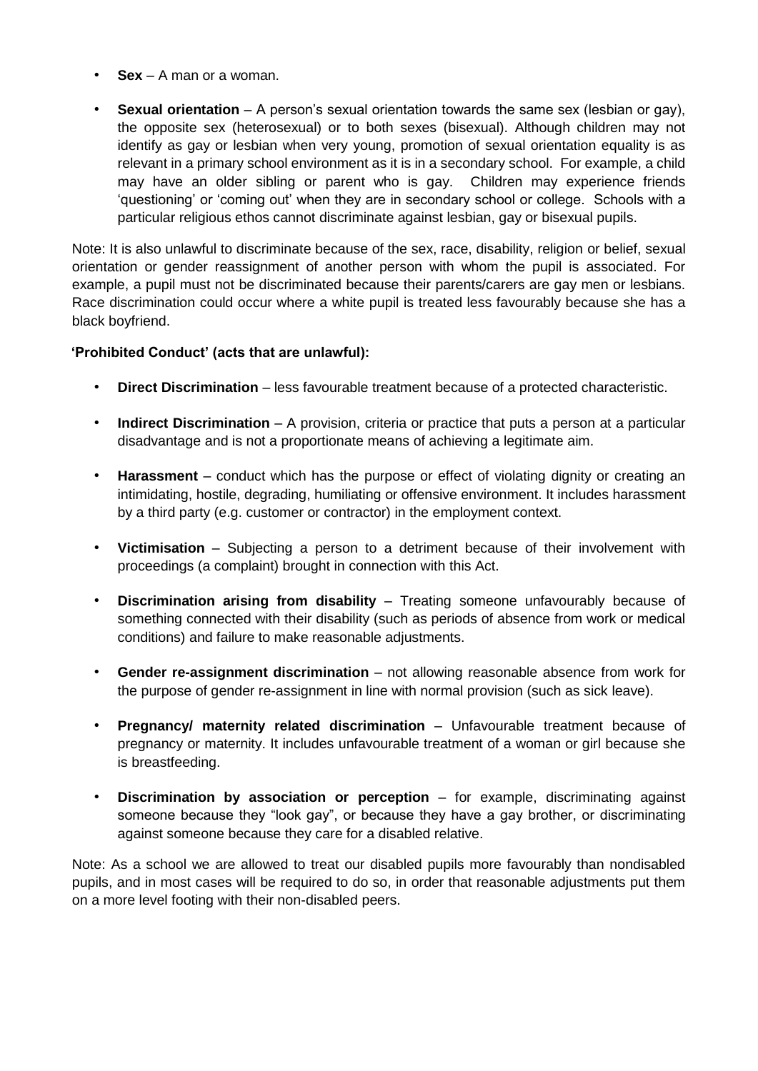- **Sex** – A man or a woman.

- **Sexual orientation** – A person's sexual orientation towards the same sex (lesbian or gay), the opposite sex (heterosexual) or to both sexes (bisexual). Although children may not identify as gay or lesbian when very young, promotion of sexual orientation equality is as relevant in a primary school environment as it is in a secondary school. For example, a child may have an older sibling or parent who is gay. Children may experience friends 'questioning' or 'coming out' when they are in secondary school or college. Schools with a particular religious ethos cannot discriminate against lesbian, gay or bisexual pupils.

Note: It is also unlawful to discriminate because of the sex, race, disability, religion or belief, sexual orientation or gender reassignment of another person with whom the pupil is associated. For example, a pupil must not be discriminated because their parents/carers are gay men or lesbians. Race discrimination could occur where a white pupil is treated less favourably because she has a black boyfriend.

**'Prohibited Conduct' (acts that are unlawful):**

- **Direct Discrimination** – less favourable treatment because of a protected characteristic.

- **Indirect Discrimination** – A provision, criteria or practice that puts a person at a particular disadvantage and is not a proportionate means of achieving a legitimate aim.

- **Harassment** – conduct which has the purpose or effect of violating dignity or creating an intimidating, hostile, degrading, humiliating or offensive environment. It includes harassment by a third party (e.g. customer or contractor) in the employment context.

- **Victimisation** – Subjecting a person to a detriment because of their involvement with proceedings (a complaint) brought in connection with this Act.

- **Discrimination arising from disability** – Treating someone unfavourably because of something connected with their disability (such as periods of absence from work or medical conditions) and failure to make reasonable adjustments.

- **Gender re-assignment discrimination** – not allowing reasonable absence from work for the purpose of gender re-assignment in line with normal provision (such as sick leave).

- **Pregnancy/ maternity related discrimination** – Unfavourable treatment because of pregnancy or maternity. It includes unfavourable treatment of a woman or girl because she is breastfeeding.

- **Discrimination by association or perception** – for example, discriminating against someone because they "look gay", or because they have a gay brother, or discriminating against someone because they care for a disabled relative.

Note: As a school we are allowed to treat our disabled pupils more favourably than nondisabled pupils, and in most cases will be required to do so, in order that reasonable adjustments put them on a more level footing with their non-disabled peers.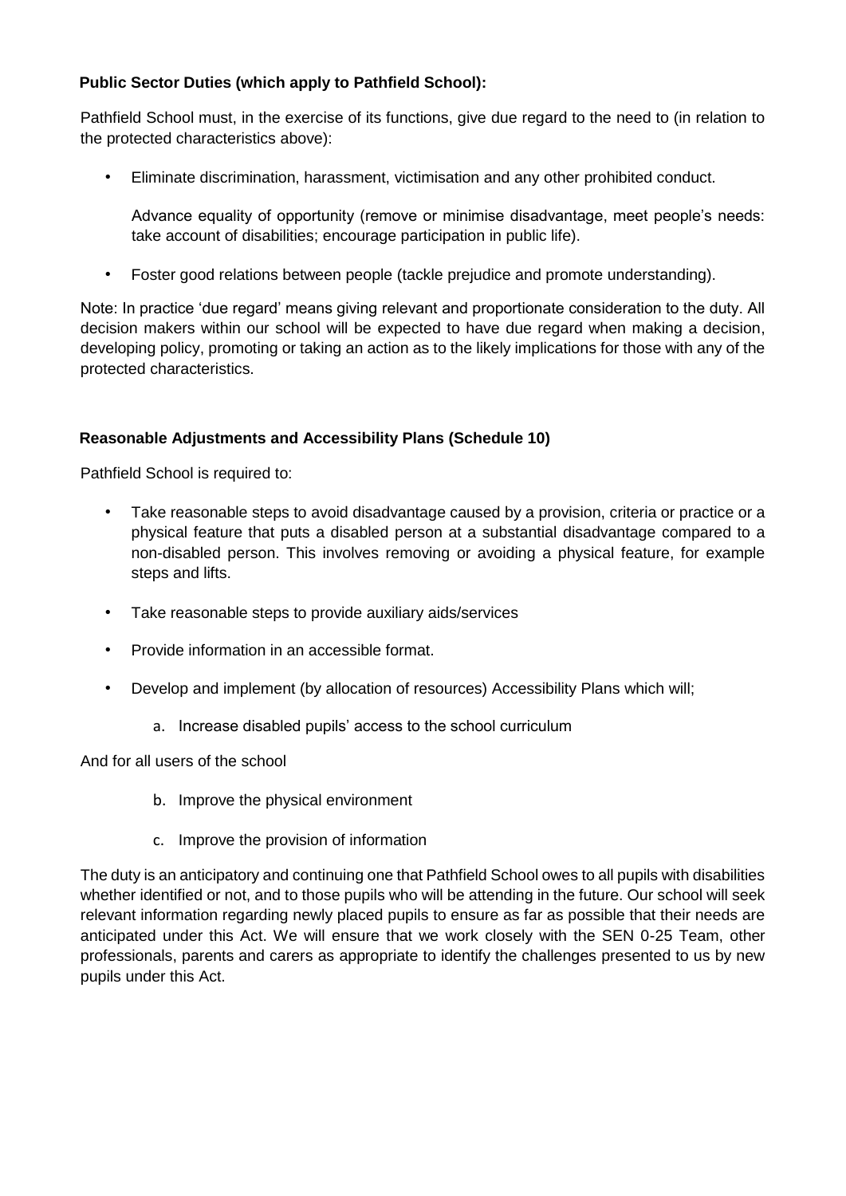**Public Sector Duties (which apply to Pathfield School):**

Pathfield School must, in the exercise of its functions, give due regard to the need to (in relation to the protected characteristics above):

- Eliminate discrimination, harassment, victimisation and any other prohibited conduct.

  Advance equality of opportunity (remove or minimise disadvantage, meet people's needs: take account of disabilities; encourage participation in public life).

- Foster good relations between people (tackle prejudice and promote understanding).

Note: In practice 'due regard' means giving relevant and proportionate consideration to the duty. All decision makers within our school will be expected to have due regard when making a decision, developing policy, promoting or taking an action as to the likely implications for those with any of the protected characteristics.

**Reasonable Adjustments and Accessibility Plans (Schedule 10)**

Pathfield School is required to:

- Take reasonable steps to avoid disadvantage caused by a provision, criteria or practice or a physical feature that puts a disabled person at a substantial disadvantage compared to a non-disabled person. This involves removing or avoiding a physical feature, for example steps and lifts.
- Take reasonable steps to provide auxiliary aids/services
- Provide information in an accessible format.
- Develop and implement (by allocation of resources) Accessibility Plans which will;
    a. Increase disabled pupils' access to the school curriculum

And for all users of the school

   b. Improve the physical environment

   c. Improve the provision of information

The duty is an anticipatory and continuing one that Pathfield School owes to all pupils with disabilities whether identified or not, and to those pupils who will be attending in the future. Our school will seek relevant information regarding newly placed pupils to ensure as far as possible that their needs are anticipated under this Act. We will ensure that we work closely with the SEN 0-25 Team, other professionals, parents and carers as appropriate to identify the challenges presented to us by new pupils under this Act.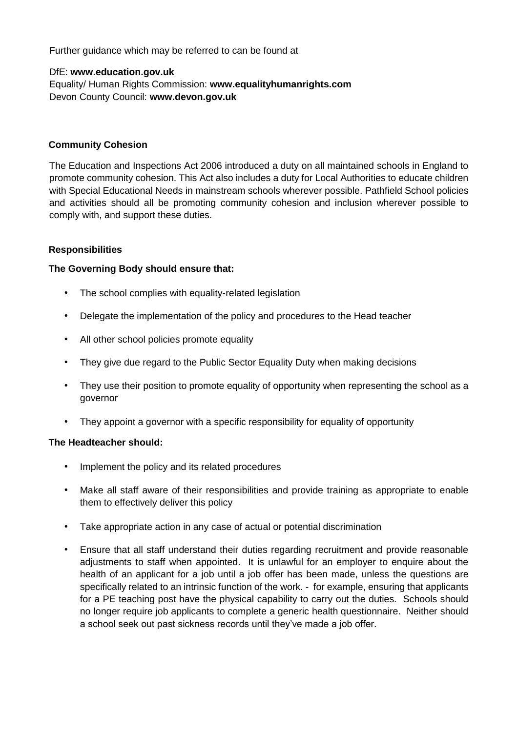Further guidance which may be referred to can be found at

DfE: **www.education.gov.uk**
Equality/ Human Rights Commission: **www.equalityhumanrights.com**
Devon County Council: **www.devon.gov.uk**

**Community Cohesion**

The Education and Inspections Act 2006 introduced a duty on all maintained schools in England to promote community cohesion. This Act also includes a duty for Local Authorities to educate children with Special Educational Needs in mainstream schools wherever possible. Pathfield School policies and activities should all be promoting community cohesion and inclusion wherever possible to comply with, and support these duties.

**Responsibilities**

**The Governing Body should ensure that:**

- The school complies with equality-related legislation
- Delegate the implementation of the policy and procedures to the Head teacher
- All other school policies promote equality
- They give due regard to the Public Sector Equality Duty when making decisions
- They use their position to promote equality of opportunity when representing the school as a governor
- They appoint a governor with a specific responsibility for equality of opportunity

**The Headteacher should:**

- Implement the policy and its related procedures
- Make all staff aware of their responsibilities and provide training as appropriate to enable them to effectively deliver this policy
- Take appropriate action in any case of actual or potential discrimination
- Ensure that all staff understand their duties regarding recruitment and provide reasonable adjustments to staff when appointed. It is unlawful for an employer to enquire about the health of an applicant for a job until a job offer has been made, unless the questions are specifically related to an intrinsic function of the work. - for example, ensuring that applicants for a PE teaching post have the physical capability to carry out the duties. Schools should no longer require job applicants to complete a generic health questionnaire. Neither should a school seek out past sickness records until they've made a job offer.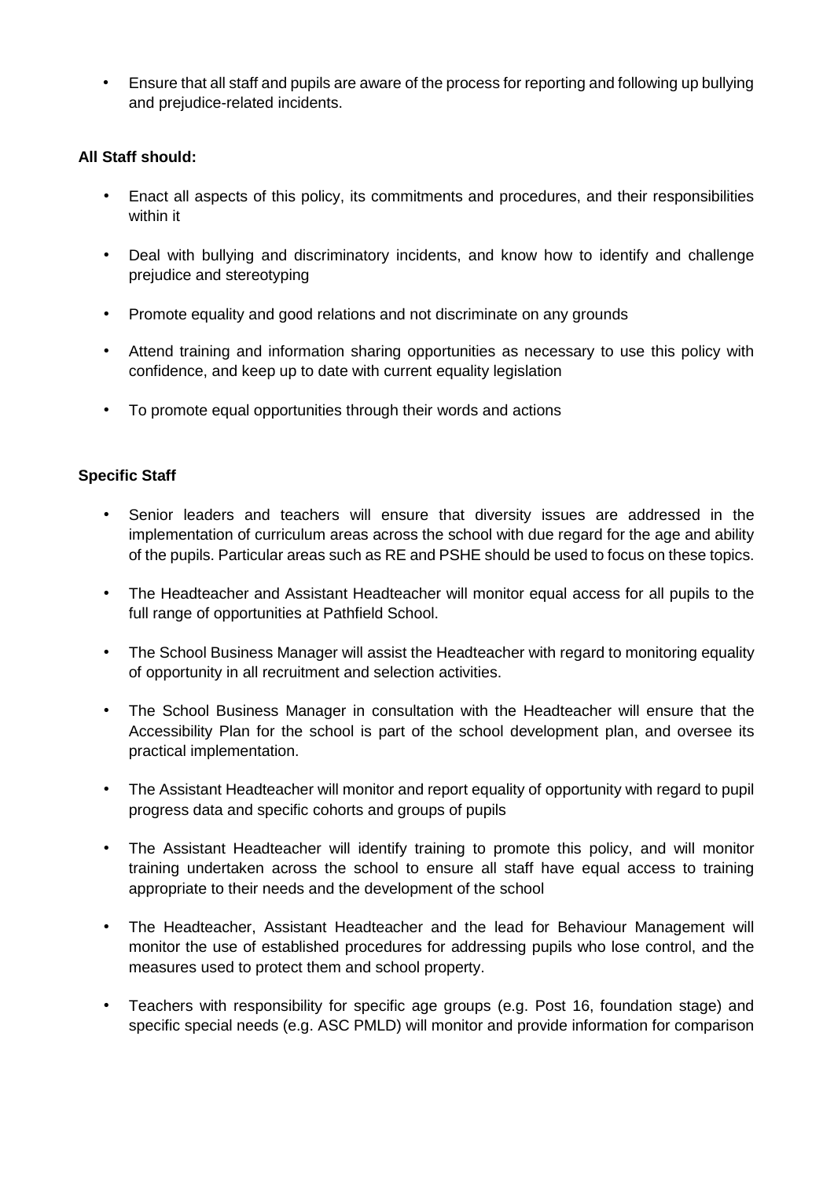- Ensure that all staff and pupils are aware of the process for reporting and following up bullying and prejudice-related incidents.

**All Staff should:**

- Enact all aspects of this policy, its commitments and procedures, and their responsibilities within it
- Deal with bullying and discriminatory incidents, and know how to identify and challenge prejudice and stereotyping
- Promote equality and good relations and not discriminate on any grounds
- Attend training and information sharing opportunities as necessary to use this policy with confidence, and keep up to date with current equality legislation
- To promote equal opportunities through their words and actions

**Specific Staff**

- Senior leaders and teachers will ensure that diversity issues are addressed in the implementation of curriculum areas across the school with due regard for the age and ability of the pupils. Particular areas such as RE and PSHE should be used to focus on these topics.
- The Headteacher and Assistant Headteacher will monitor equal access for all pupils to the full range of opportunities at Pathfield School.
- The School Business Manager will assist the Headteacher with regard to monitoring equality of opportunity in all recruitment and selection activities.
- The School Business Manager in consultation with the Headteacher will ensure that the Accessibility Plan for the school is part of the school development plan, and oversee its practical implementation.
- The Assistant Headteacher will monitor and report equality of opportunity with regard to pupil progress data and specific cohorts and groups of pupils
- The Assistant Headteacher will identify training to promote this policy, and will monitor training undertaken across the school to ensure all staff have equal access to training appropriate to their needs and the development of the school
- The Headteacher, Assistant Headteacher and the lead for Behaviour Management will monitor the use of established procedures for addressing pupils who lose control, and the measures used to protect them and school property.
- Teachers with responsibility for specific age groups (e.g. Post 16, foundation stage) and specific special needs (e.g. ASC PMLD) will monitor and provide information for comparison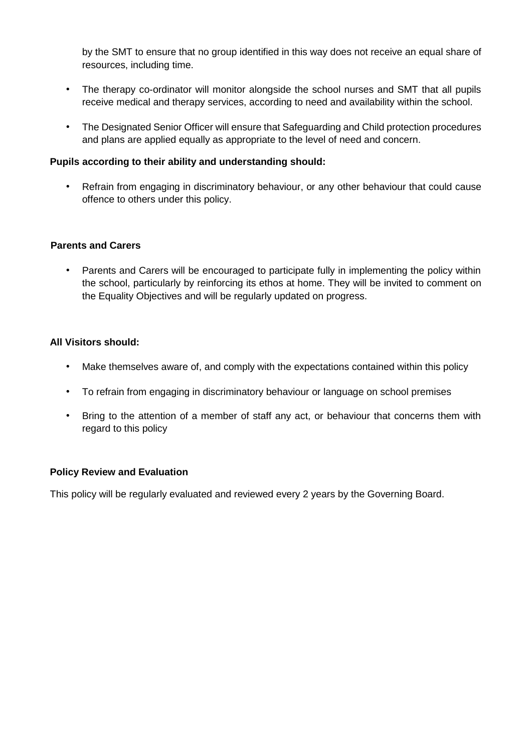by the SMT to ensure that no group identified in this way does not receive an equal share of resources, including time.

- The therapy co-ordinator will monitor alongside the school nurses and SMT that all pupils receive medical and therapy services, according to need and availability within the school.
- The Designated Senior Officer will ensure that Safeguarding and Child protection procedures and plans are applied equally as appropriate to the level of need and concern.

**Pupils according to their ability and understanding should:**

- Refrain from engaging in discriminatory behaviour, or any other behaviour that could cause offence to others under this policy.

**Parents and Carers**

- Parents and Carers will be encouraged to participate fully in implementing the policy within the school, particularly by reinforcing its ethos at home. They will be invited to comment on the Equality Objectives and will be regularly updated on progress.

**All Visitors should:**

- Make themselves aware of, and comply with the expectations contained within this policy
- To refrain from engaging in discriminatory behaviour or language on school premises
- Bring to the attention of a member of staff any act, or behaviour that concerns them with regard to this policy

**Policy Review and Evaluation**

This policy will be regularly evaluated and reviewed every 2 years by the Governing Board.